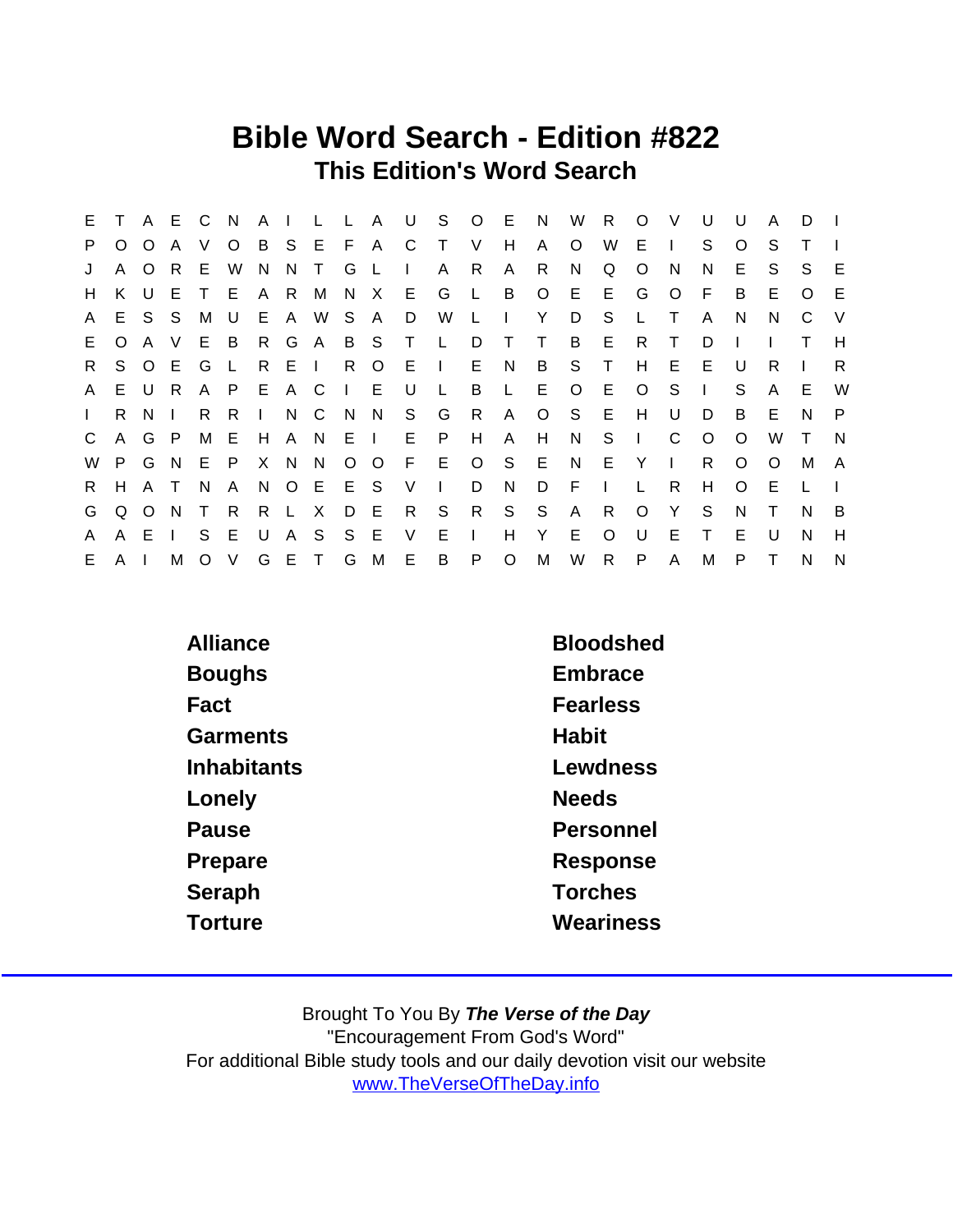# Bible Word Search - Edition #822

## This Edition's Word Search

```
E T A E C N A I L L A U S O E N W R O V U U A D I
P O O A V O B S E F A C T V H A O W E I S O S T I
J A O R E W N N T G L I A R A R N Q O N N E S S E
H K U E T E A R M N X E G L B O E E G O F B E O E
A E S S M U E A W S A D W L I Y D S L T A N N C V
E O A V E B R G A B S T L D T T B E R T D I I T H
R S O E G L R E I R O E I E N B S T H E E U R I R
A E U R A P E A C I E U L B L E O E O S I S A E W
I R N I R R I N C N N S G R A O S E H U D B E N P
C A G P M E H A N E I E P H A H N S I C O O W T N
W P G N E P X N N O O F E O S E N E Y I R O O M A
R H A T N A N O E E S V I D N D F I L R H O E L I
G Q O N T R R L X D E R S R S S A R O Y S N T N B
A A E I S E U A S S E V E I H Y E O U E T E U N H
E A I M O V G E T G M E B P O M W R P A M P T N N
```

| | |
|---|---|
| Alliance | Bloodshed |
| Boughs | Embrace |
| Fact | Fearless |
| Garments | Habit |
| Inhabitants | Lewdness |
| Lonely | Needs |
| Pause | Personnel |
| Prepare | Response |
| Seraph | Torches |
| Torture | Weariness |

Brought To You By ***The Verse of the Day***
"Encouragement From God's Word"
For additional Bible study tools and our daily devotion visit our website
www.TheVerseOfTheDay.info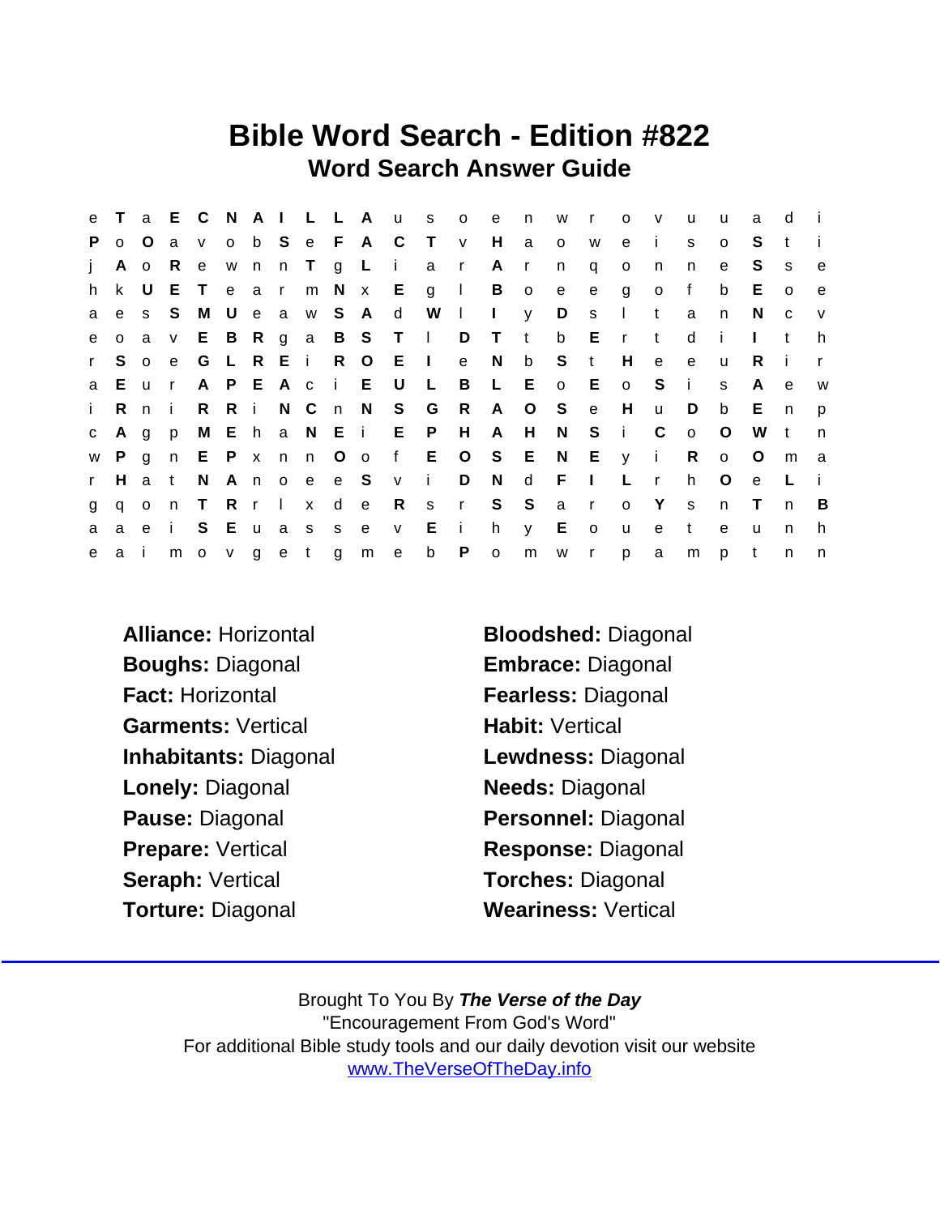# Bible Word Search - Edition #822

## Word Search Answer Guide

```
e T a E C N A I L L A u s o e n w r o v u u a d i
P o O a v o b S e F A C T v H a o w e i s o S t i
j A o R e w n n T g L i a r A r n q o n n e S s e
h k U E T e a r m N x E g l B o e e g o f b E o e
a e s S M U e a w S A d W l I y D s l t a n N c v
e o a v E B R g a B S T l D T t b E r t d i I t h
r S o e G L R E i R O E I e N b S t H e e u R i r
a E u r A P E A c i E U L B L E o E o S i s A e w
i R n i R R i N C n N S G R A O S e H u D b E n p
c A g p M E h a N E i E P H A H N S i C o O W t n
w P g n E P x n n O o f E O S E N E y i R o O m a
r H a t N A n o e e S v i D N d F I L r h O e L i
g q o n T R r l x d e R s r S S a r o Y s n T n B
a a e i S E u a s s e v E i h y E o u e t e u n h
e a i m o v g e t g m e b P o m w r p a m p t n n
```

**Alliance:** Horizontal
**Bloodshed:** Diagonal
**Boughs:** Diagonal
**Embrace:** Diagonal
**Fact:** Horizontal
**Fearless:** Diagonal
**Garments:** Vertical
**Habit:** Vertical
**Inhabitants:** Diagonal
**Lewdness:** Diagonal
**Lonely:** Diagonal
**Needs:** Diagonal
**Pause:** Diagonal
**Personnel:** Diagonal
**Prepare:** Vertical
**Response:** Diagonal
**Seraph:** Vertical
**Torches:** Diagonal
**Torture:** Diagonal
**Weariness:** Vertical

Brought To You By ***The Verse of the Day***
"Encouragement From God's Word"
For additional Bible study tools and our daily devotion visit our website
www.TheVerseOfTheDay.info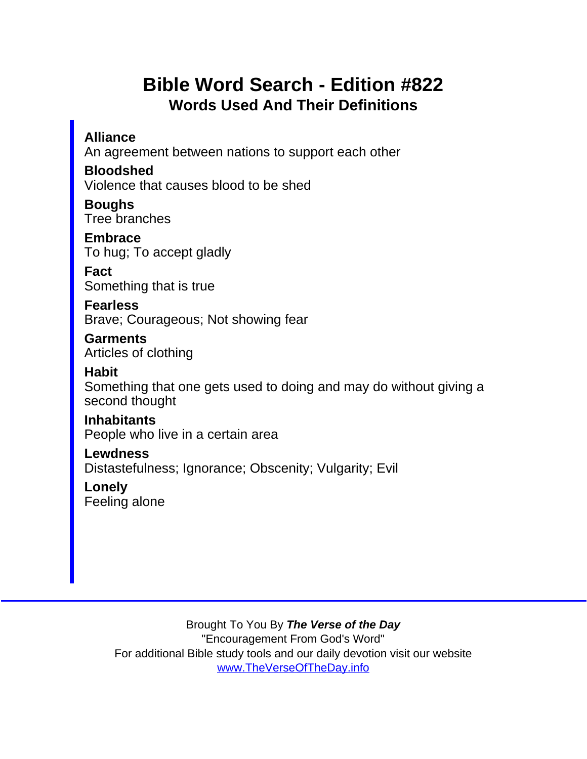# Bible Word Search - Edition #822

## Words Used And Their Definitions

**Alliance**
An agreement between nations to support each other

**Bloodshed**
Violence that causes blood to be shed

**Boughs**
Tree branches

**Embrace**
To hug; To accept gladly

**Fact**
Something that is true

**Fearless**
Brave; Courageous; Not showing fear

**Garments**
Articles of clothing

**Habit**
Something that one gets used to doing and may do without giving a second thought

**Inhabitants**
People who live in a certain area

**Lewdness**
Distastefulness; Ignorance; Obscenity; Vulgarity; Evil

**Lonely**
Feeling alone

---

Brought To You By ***The Verse of the Day***
"Encouragement From God's Word"
For additional Bible study tools and our daily devotion visit our website
[www.TheVerseOfTheDay.info](http://www.TheVerseOfTheDay.info)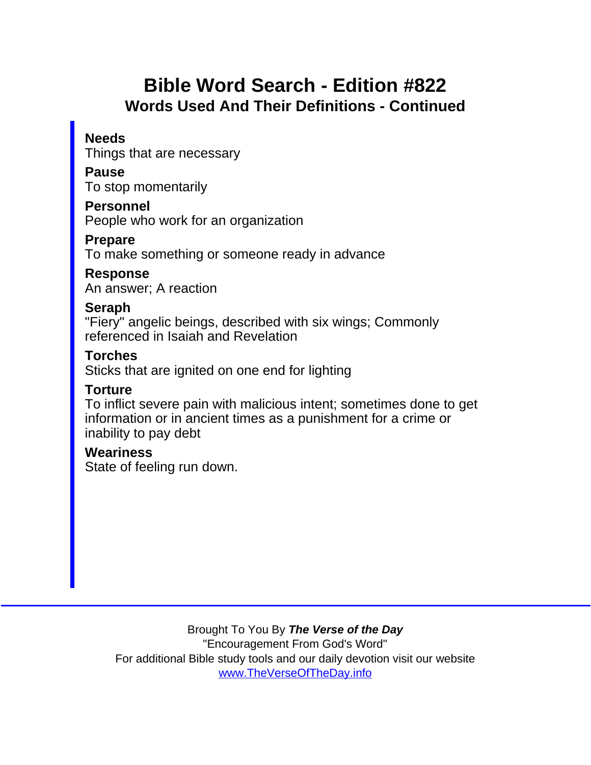# Bible Word Search - Edition #822

## Words Used And Their Definitions - Continued

**Needs**
Things that are necessary

**Pause**
To stop momentarily

**Personnel**
People who work for an organization

**Prepare**
To make something or someone ready in advance

**Response**
An answer; A reaction

**Seraph**
"Fiery" angelic beings, described with six wings; Commonly referenced in Isaiah and Revelation

**Torches**
Sticks that are ignited on one end for lighting

**Torture**
To inflict severe pain with malicious intent; sometimes done to get information or in ancient times as a punishment for a crime or inability to pay debt

**Weariness**
State of feeling run down.

---

Brought To You By ***The Verse of the Day***
"Encouragement From God's Word"
For additional Bible study tools and our daily devotion visit our website
www.TheVerseOfTheDay.info